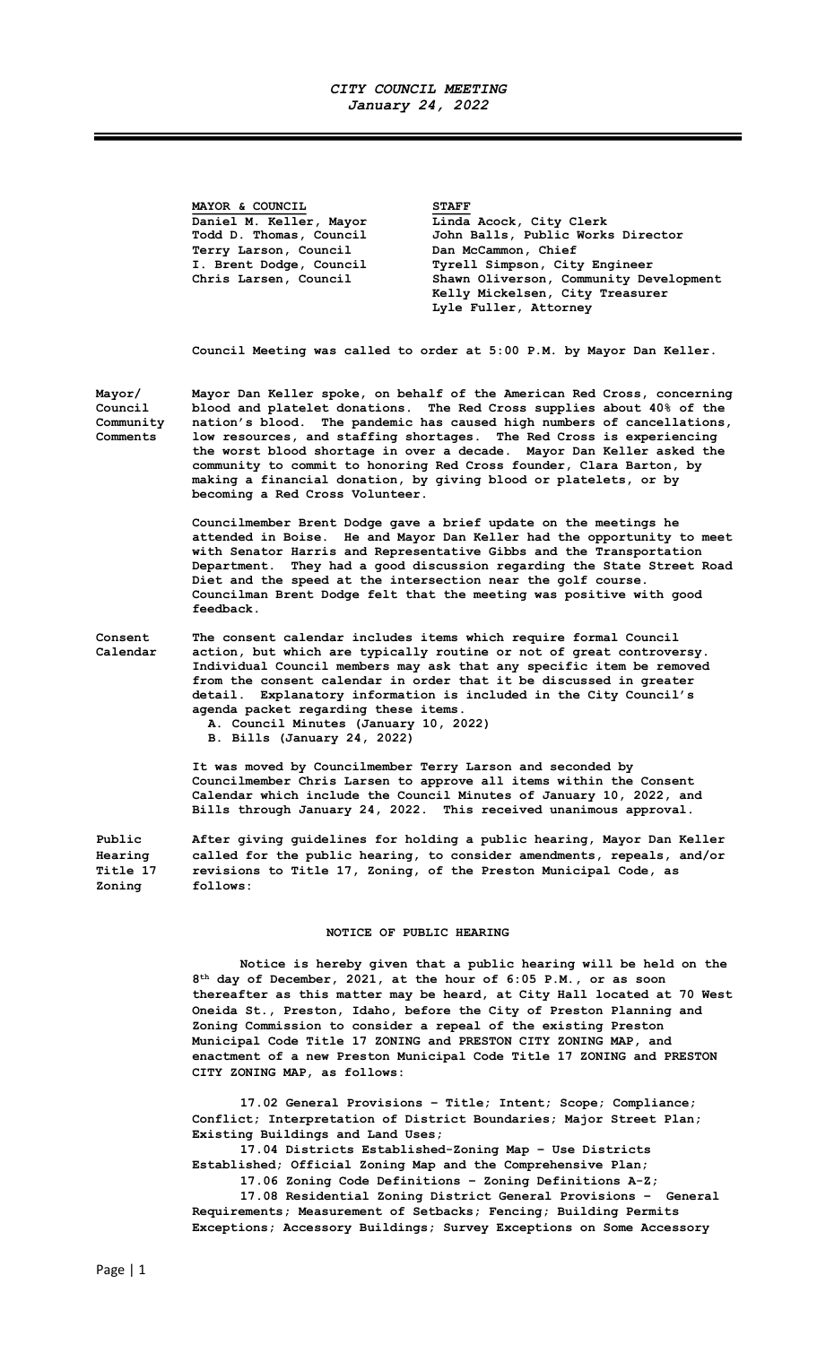# *CITY COUNCIL MEETING*
## *January 24, 2022*

| **MAYOR & COUNCIL** | **STAFF** |
|---|---|
| Daniel M. Keller, Mayor | Linda Acock, City Clerk |
| Todd D. Thomas, Council | John Balls, Public Works Director |
| Terry Larson, Council | Dan McCammon, Chief |
| I. Brent Dodge, Council | Tyrell Simpson, City Engineer |
| Chris Larsen, Council | Shawn Oliverson, Community Development |
| | Kelly Mickelsen, City Treasurer |
| | Lyle Fuller, Attorney |

**Council Meeting was called to order at 5:00 P.M. by Mayor Dan Keller.**

**Mayor/ Council Community Comments**

**Mayor Dan Keller spoke, on behalf of the American Red Cross, concerning blood and platelet donations. The Red Cross supplies about 40% of the nation's blood. The pandemic has caused high numbers of cancellations, low resources, and staffing shortages. The Red Cross is experiencing the worst blood shortage in over a decade. Mayor Dan Keller asked the community to commit to honoring Red Cross founder, Clara Barton, by making a financial donation, by giving blood or platelets, or by becoming a Red Cross Volunteer.**

**Councilmember Brent Dodge gave a brief update on the meetings he attended in Boise. He and Mayor Dan Keller had the opportunity to meet with Senator Harris and Representative Gibbs and the Transportation Department. They had a good discussion regarding the State Street Road Diet and the speed at the intersection near the golf course. Councilman Brent Dodge felt that the meeting was positive with good feedback.**

**Consent Calendar**

**The consent calendar includes items which require formal Council action, but which are typically routine or not of great controversy. Individual Council members may ask that any specific item be removed from the consent calendar in order that it be discussed in greater detail. Explanatory information is included in the City Council's agenda packet regarding these items.**

**A. Council Minutes (January 10, 2022)**
**B. Bills (January 24, 2022)**

**It was moved by Councilmember Terry Larson and seconded by Councilmember Chris Larsen to approve all items within the Consent Calendar which include the Council Minutes of January 10, 2022, and Bills through January 24, 2022. This received unanimous approval.**

**Public Hearing Title 17 Zoning**

**After giving guidelines for holding a public hearing, Mayor Dan Keller called for the public hearing, to consider amendments, repeals, and/or revisions to Title 17, Zoning, of the Preston Municipal Code, as follows:**

**NOTICE OF PUBLIC HEARING**

**Notice is hereby given that a public hearing will be held on the 8th day of December, 2021, at the hour of 6:05 P.M., or as soon thereafter as this matter may be heard, at City Hall located at 70 West Oneida St., Preston, Idaho, before the City of Preston Planning and Zoning Commission to consider a repeal of the existing Preston Municipal Code Title 17 ZONING and PRESTON CITY ZONING MAP, and enactment of a new Preston Municipal Code Title 17 ZONING and PRESTON CITY ZONING MAP, as follows:**

**17.02 General Provisions – Title; Intent; Scope; Compliance; Conflict; Interpretation of District Boundaries; Major Street Plan; Existing Buildings and Land Uses;**

**17.04 Districts Established-Zoning Map – Use Districts Established; Official Zoning Map and the Comprehensive Plan;**

**17.06 Zoning Code Definitions – Zoning Definitions A-Z;**

**17.08 Residential Zoning District General Provisions – General Requirements; Measurement of Setbacks; Fencing; Building Permits Exceptions; Accessory Buildings; Survey Exceptions on Some Accessory**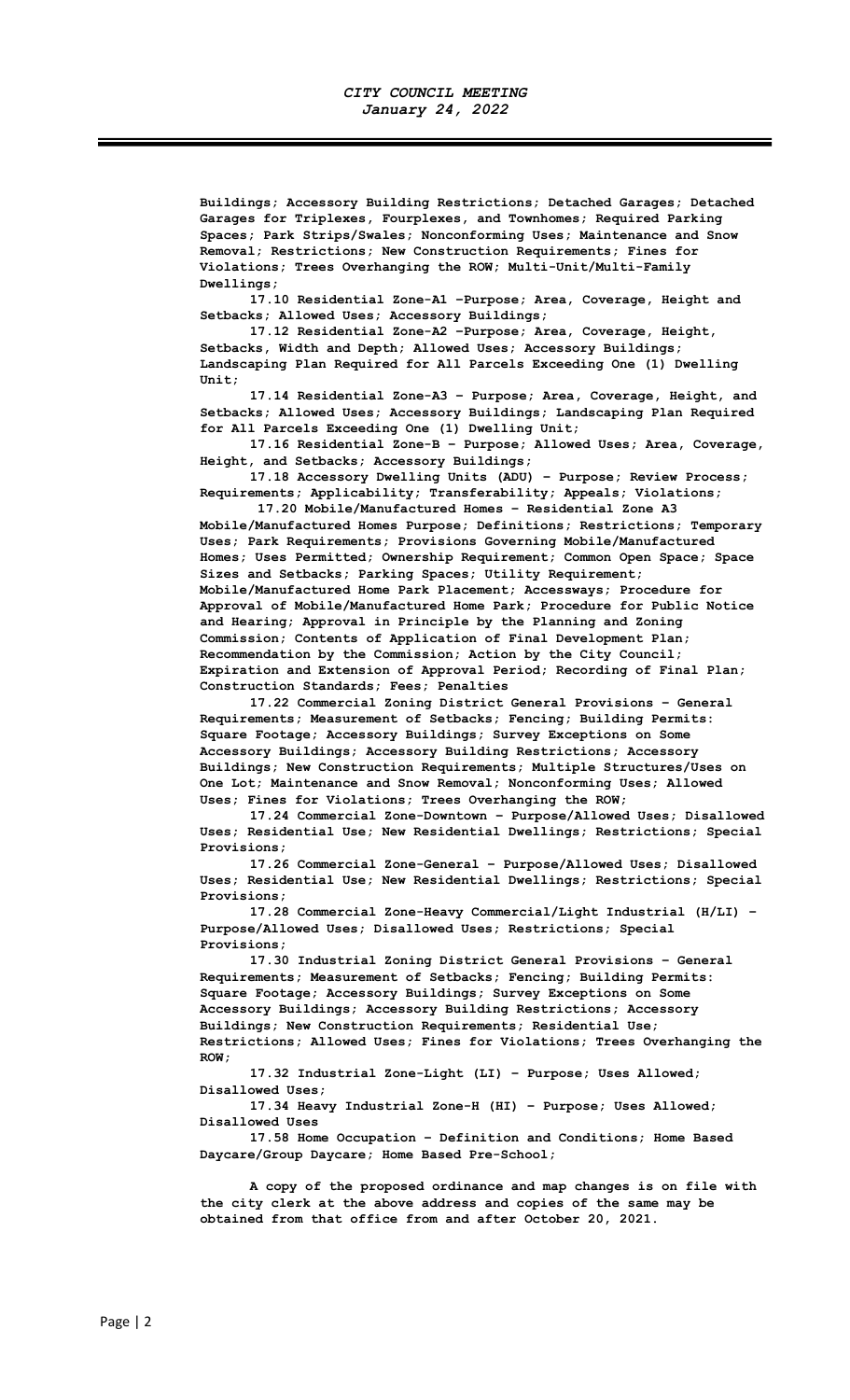**Buildings; Accessory Building Restrictions; Detached Garages; Detached Garages for Triplexes, Fourplexes, and Townhomes; Required Parking Spaces; Park Strips/Swales; Nonconforming Uses; Maintenance and Snow Removal; Restrictions; New Construction Requirements; Fines for Violations; Trees Overhanging the ROW; Multi-Unit/Multi-Family Dwellings;**

**17.10 Residential Zone-A1 –Purpose; Area, Coverage, Height and Setbacks; Allowed Uses; Accessory Buildings;**

**17.12 Residential Zone-A2 –Purpose; Area, Coverage, Height, Setbacks, Width and Depth; Allowed Uses; Accessory Buildings; Landscaping Plan Required for All Parcels Exceeding One (1) Dwelling Unit;**

**17.14 Residential Zone-A3 – Purpose; Area, Coverage, Height, and Setbacks; Allowed Uses; Accessory Buildings; Landscaping Plan Required for All Parcels Exceeding One (1) Dwelling Unit;**

**17.16 Residential Zone-B – Purpose; Allowed Uses; Area, Coverage, Height, and Setbacks; Accessory Buildings;**

**17.18 Accessory Dwelling Units (ADU) – Purpose; Review Process; Requirements; Applicability; Transferability; Appeals; Violations;**

**17.20 Mobile/Manufactured Homes – Residential Zone A3 Mobile/Manufactured Homes Purpose; Definitions; Restrictions; Temporary Uses; Park Requirements; Provisions Governing Mobile/Manufactured Homes; Uses Permitted; Ownership Requirement; Common Open Space; Space Sizes and Setbacks; Parking Spaces; Utility Requirement; Mobile/Manufactured Home Park Placement; Accessways; Procedure for Approval of Mobile/Manufactured Home Park; Procedure for Public Notice and Hearing; Approval in Principle by the Planning and Zoning Commission; Contents of Application of Final Development Plan; Recommendation by the Commission; Action by the City Council; Expiration and Extension of Approval Period; Recording of Final Plan; Construction Standards; Fees; Penalties**

**17.22 Commercial Zoning District General Provisions – General Requirements; Measurement of Setbacks; Fencing; Building Permits: Square Footage; Accessory Buildings; Survey Exceptions on Some Accessory Buildings; Accessory Building Restrictions; Accessory Buildings; New Construction Requirements; Multiple Structures/Uses on One Lot; Maintenance and Snow Removal; Nonconforming Uses; Allowed Uses; Fines for Violations; Trees Overhanging the ROW;**

**17.24 Commercial Zone-Downtown – Purpose/Allowed Uses; Disallowed Uses; Residential Use; New Residential Dwellings; Restrictions; Special Provisions;**

**17.26 Commercial Zone-General – Purpose/Allowed Uses; Disallowed Uses; Residential Use; New Residential Dwellings; Restrictions; Special Provisions;**

**17.28 Commercial Zone-Heavy Commercial/Light Industrial (H/LI) – Purpose/Allowed Uses; Disallowed Uses; Restrictions; Special Provisions;**

**17.30 Industrial Zoning District General Provisions – General Requirements; Measurement of Setbacks; Fencing; Building Permits: Square Footage; Accessory Buildings; Survey Exceptions on Some Accessory Buildings; Accessory Building Restrictions; Accessory Buildings; New Construction Requirements; Residential Use; Restrictions; Allowed Uses; Fines for Violations; Trees Overhanging the ROW;**

**17.32 Industrial Zone-Light (LI) – Purpose; Uses Allowed; Disallowed Uses;**

**17.34 Heavy Industrial Zone-H (HI) – Purpose; Uses Allowed; Disallowed Uses**

**17.58 Home Occupation – Definition and Conditions; Home Based Daycare/Group Daycare; Home Based Pre-School;**

**A copy of the proposed ordinance and map changes is on file with the city clerk at the above address and copies of the same may be obtained from that office from and after October 20, 2021.**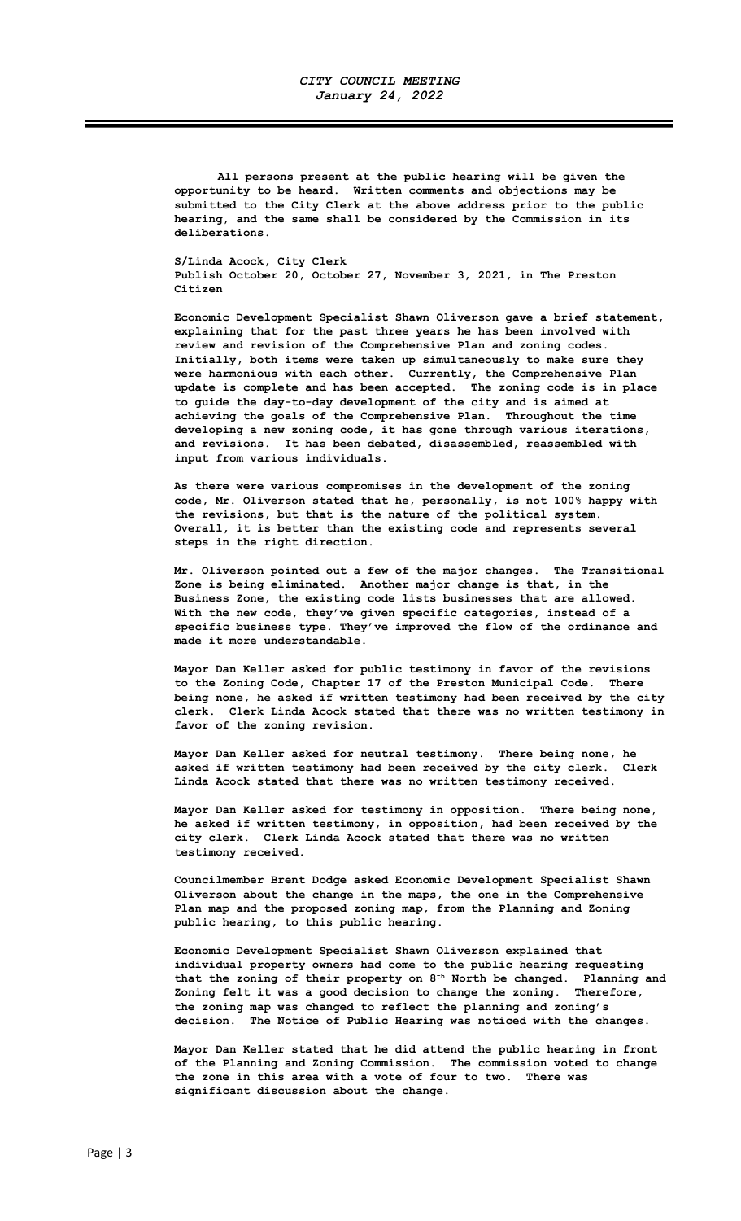All persons present at the public hearing will be given the opportunity to be heard. Written comments and objections may be submitted to the City Clerk at the above address prior to the public hearing, and the same shall be considered by the Commission in its deliberations.

S/Linda Acock, City Clerk
Publish October 20, October 27, November 3, 2021, in The Preston Citizen

Economic Development Specialist Shawn Oliverson gave a brief statement, explaining that for the past three years he has been involved with review and revision of the Comprehensive Plan and zoning codes. Initially, both items were taken up simultaneously to make sure they were harmonious with each other. Currently, the Comprehensive Plan update is complete and has been accepted. The zoning code is in place to guide the day-to-day development of the city and is aimed at achieving the goals of the Comprehensive Plan. Throughout the time developing a new zoning code, it has gone through various iterations, and revisions. It has been debated, disassembled, reassembled with input from various individuals.

As there were various compromises in the development of the zoning code, Mr. Oliverson stated that he, personally, is not 100% happy with the revisions, but that is the nature of the political system. Overall, it is better than the existing code and represents several steps in the right direction.

Mr. Oliverson pointed out a few of the major changes. The Transitional Zone is being eliminated. Another major change is that, in the Business Zone, the existing code lists businesses that are allowed. With the new code, they've given specific categories, instead of a specific business type. They've improved the flow of the ordinance and made it more understandable.

Mayor Dan Keller asked for public testimony in favor of the revisions to the Zoning Code, Chapter 17 of the Preston Municipal Code. There being none, he asked if written testimony had been received by the city clerk. Clerk Linda Acock stated that there was no written testimony in favor of the zoning revision.

Mayor Dan Keller asked for neutral testimony. There being none, he asked if written testimony had been received by the city clerk. Clerk Linda Acock stated that there was no written testimony received.

Mayor Dan Keller asked for testimony in opposition. There being none, he asked if written testimony, in opposition, had been received by the city clerk. Clerk Linda Acock stated that there was no written testimony received.

Councilmember Brent Dodge asked Economic Development Specialist Shawn Oliverson about the change in the maps, the one in the Comprehensive Plan map and the proposed zoning map, from the Planning and Zoning public hearing, to this public hearing.

Economic Development Specialist Shawn Oliverson explained that individual property owners had come to the public hearing requesting that the zoning of their property on 8th North be changed. Planning and Zoning felt it was a good decision to change the zoning. Therefore, the zoning map was changed to reflect the planning and zoning's decision. The Notice of Public Hearing was noticed with the changes.

Mayor Dan Keller stated that he did attend the public hearing in front of the Planning and Zoning Commission. The commission voted to change the zone in this area with a vote of four to two. There was significant discussion about the change.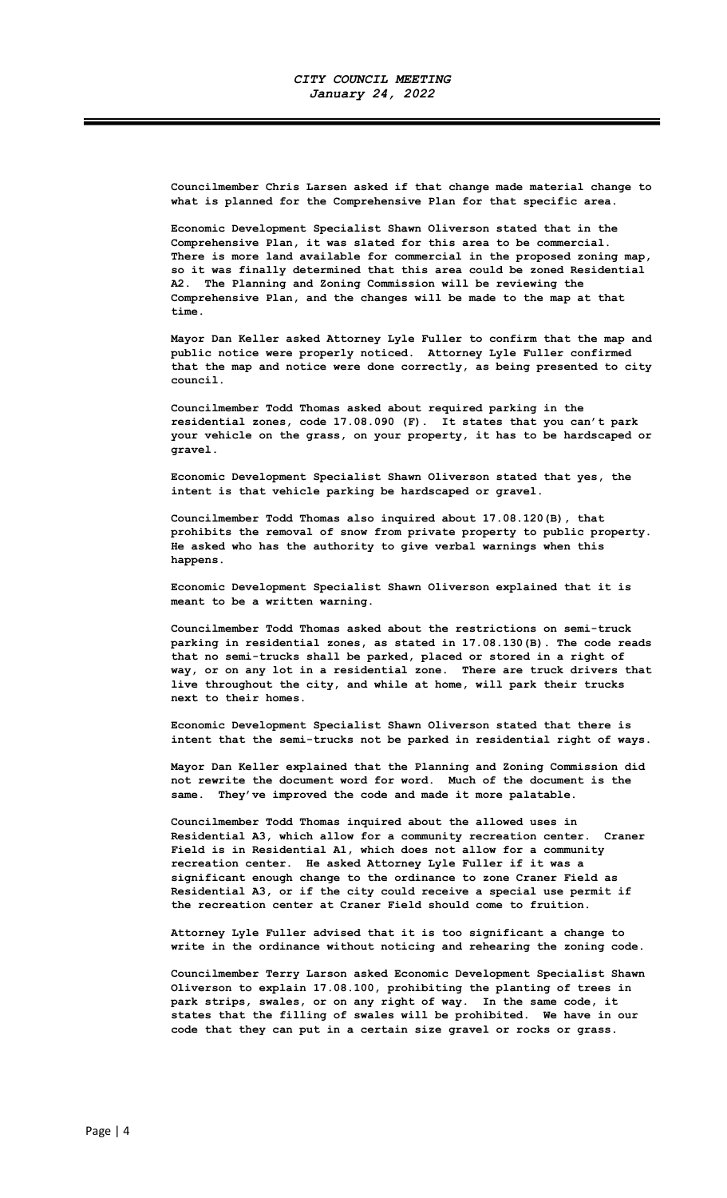Councilmember Chris Larsen asked if that change made material change to what is planned for the Comprehensive Plan for that specific area.

Economic Development Specialist Shawn Oliverson stated that in the Comprehensive Plan, it was slated for this area to be commercial. There is more land available for commercial in the proposed zoning map, so it was finally determined that this area could be zoned Residential A2. The Planning and Zoning Commission will be reviewing the Comprehensive Plan, and the changes will be made to the map at that time.

Mayor Dan Keller asked Attorney Lyle Fuller to confirm that the map and public notice were properly noticed. Attorney Lyle Fuller confirmed that the map and notice were done correctly, as being presented to city council.

Councilmember Todd Thomas asked about required parking in the residential zones, code 17.08.090 (F). It states that you can't park your vehicle on the grass, on your property, it has to be hardscaped or gravel.

Economic Development Specialist Shawn Oliverson stated that yes, the intent is that vehicle parking be hardscaped or gravel.

Councilmember Todd Thomas also inquired about 17.08.120(B), that prohibits the removal of snow from private property to public property. He asked who has the authority to give verbal warnings when this happens.

Economic Development Specialist Shawn Oliverson explained that it is meant to be a written warning.

Councilmember Todd Thomas asked about the restrictions on semi-truck parking in residential zones, as stated in 17.08.130(B). The code reads that no semi-trucks shall be parked, placed or stored in a right of way, or on any lot in a residential zone. There are truck drivers that live throughout the city, and while at home, will park their trucks next to their homes.

Economic Development Specialist Shawn Oliverson stated that there is intent that the semi-trucks not be parked in residential right of ways.

Mayor Dan Keller explained that the Planning and Zoning Commission did not rewrite the document word for word. Much of the document is the same. They've improved the code and made it more palatable.

Councilmember Todd Thomas inquired about the allowed uses in Residential A3, which allow for a community recreation center. Craner Field is in Residential A1, which does not allow for a community recreation center. He asked Attorney Lyle Fuller if it was a significant enough change to the ordinance to zone Craner Field as Residential A3, or if the city could receive a special use permit if the recreation center at Craner Field should come to fruition.

Attorney Lyle Fuller advised that it is too significant a change to write in the ordinance without noticing and rehearing the zoning code.

Councilmember Terry Larson asked Economic Development Specialist Shawn Oliverson to explain 17.08.100, prohibiting the planting of trees in park strips, swales, or on any right of way. In the same code, it states that the filling of swales will be prohibited. We have in our code that they can put in a certain size gravel or rocks or grass.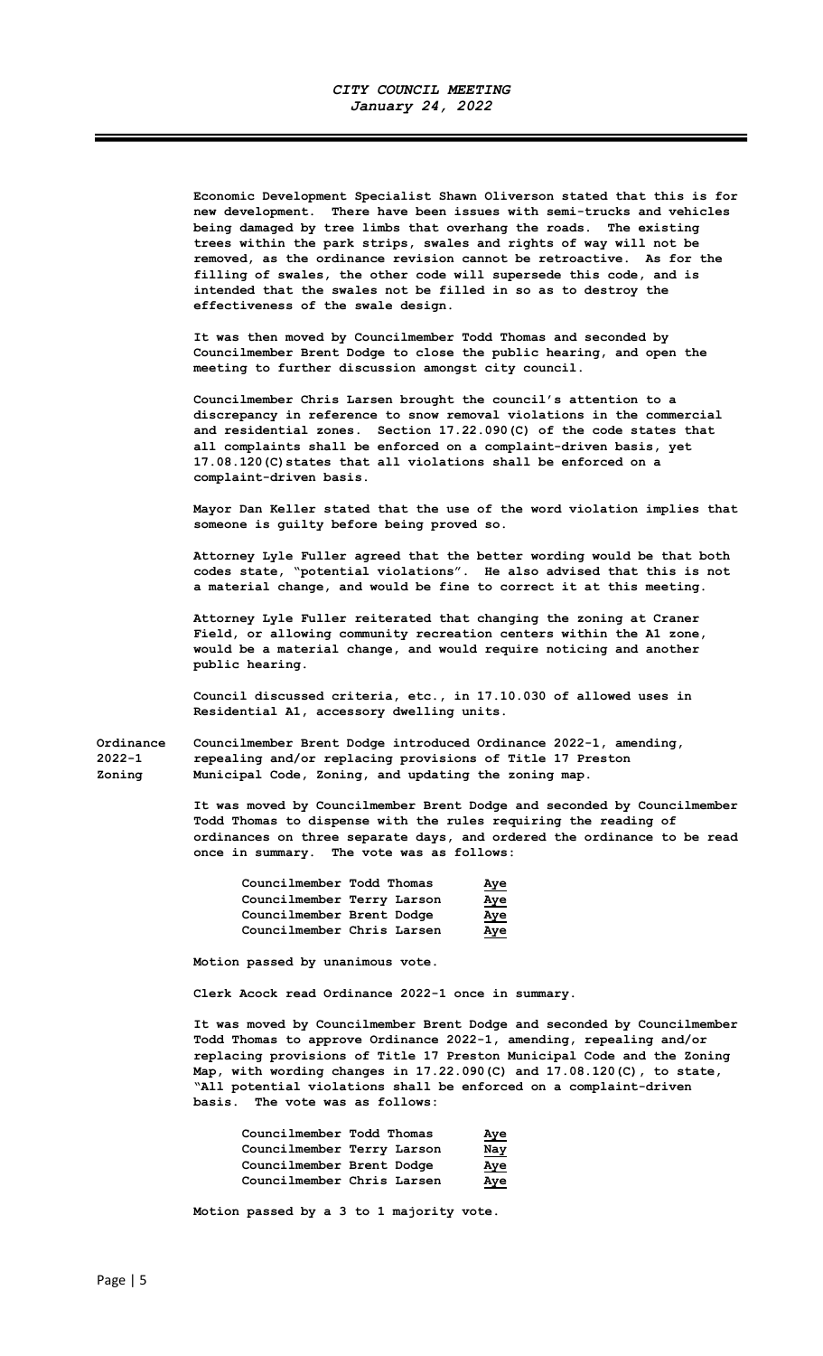Economic Development Specialist Shawn Oliverson stated that this is for new development. There have been issues with semi-trucks and vehicles being damaged by tree limbs that overhang the roads. The existing trees within the park strips, swales and rights of way will not be removed, as the ordinance revision cannot be retroactive. As for the filling of swales, the other code will supersede this code, and is intended that the swales not be filled in so as to destroy the effectiveness of the swale design.

It was then moved by Councilmember Todd Thomas and seconded by Councilmember Brent Dodge to close the public hearing, and open the meeting to further discussion amongst city council.

Councilmember Chris Larsen brought the council's attention to a discrepancy in reference to snow removal violations in the commercial and residential zones. Section 17.22.090(C) of the code states that all complaints shall be enforced on a complaint-driven basis, yet 17.08.120(C) states that all violations shall be enforced on a complaint-driven basis.

Mayor Dan Keller stated that the use of the word violation implies that someone is guilty before being proved so.

Attorney Lyle Fuller agreed that the better wording would be that both codes state, "potential violations". He also advised that this is not a material change, and would be fine to correct it at this meeting.

Attorney Lyle Fuller reiterated that changing the zoning at Craner Field, or allowing community recreation centers within the A1 zone, would be a material change, and would require noticing and another public hearing.

Council discussed criteria, etc., in 17.10.030 of allowed uses in Residential A1, accessory dwelling units.

**Ordinance 2022-1 Zoning**

Councilmember Brent Dodge introduced Ordinance 2022-1, amending, repealing and/or replacing provisions of Title 17 Preston Municipal Code, Zoning, and updating the zoning map.

It was moved by Councilmember Brent Dodge and seconded by Councilmember Todd Thomas to dispense with the rules requiring the reading of ordinances on three separate days, and ordered the ordinance to be read once in summary. The vote was as follows:

| | |
|---|---|
| Councilmember Todd Thomas | Aye |
| Councilmember Terry Larson | Aye |
| Councilmember Brent Dodge | Aye |
| Councilmember Chris Larsen | Aye |

Motion passed by unanimous vote.

Clerk Acock read Ordinance 2022-1 once in summary.

It was moved by Councilmember Brent Dodge and seconded by Councilmember Todd Thomas to approve Ordinance 2022-1, amending, repealing and/or replacing provisions of Title 17 Preston Municipal Code and the Zoning Map, with wording changes in 17.22.090(C) and 17.08.120(C), to state, "All potential violations shall be enforced on a complaint-driven basis. The vote was as follows:

| | |
|---|---|
| Councilmember Todd Thomas | Aye |
| Councilmember Terry Larson | Nay |
| Councilmember Brent Dodge | Aye |
| Councilmember Chris Larsen | Aye |

Motion passed by a 3 to 1 majority vote.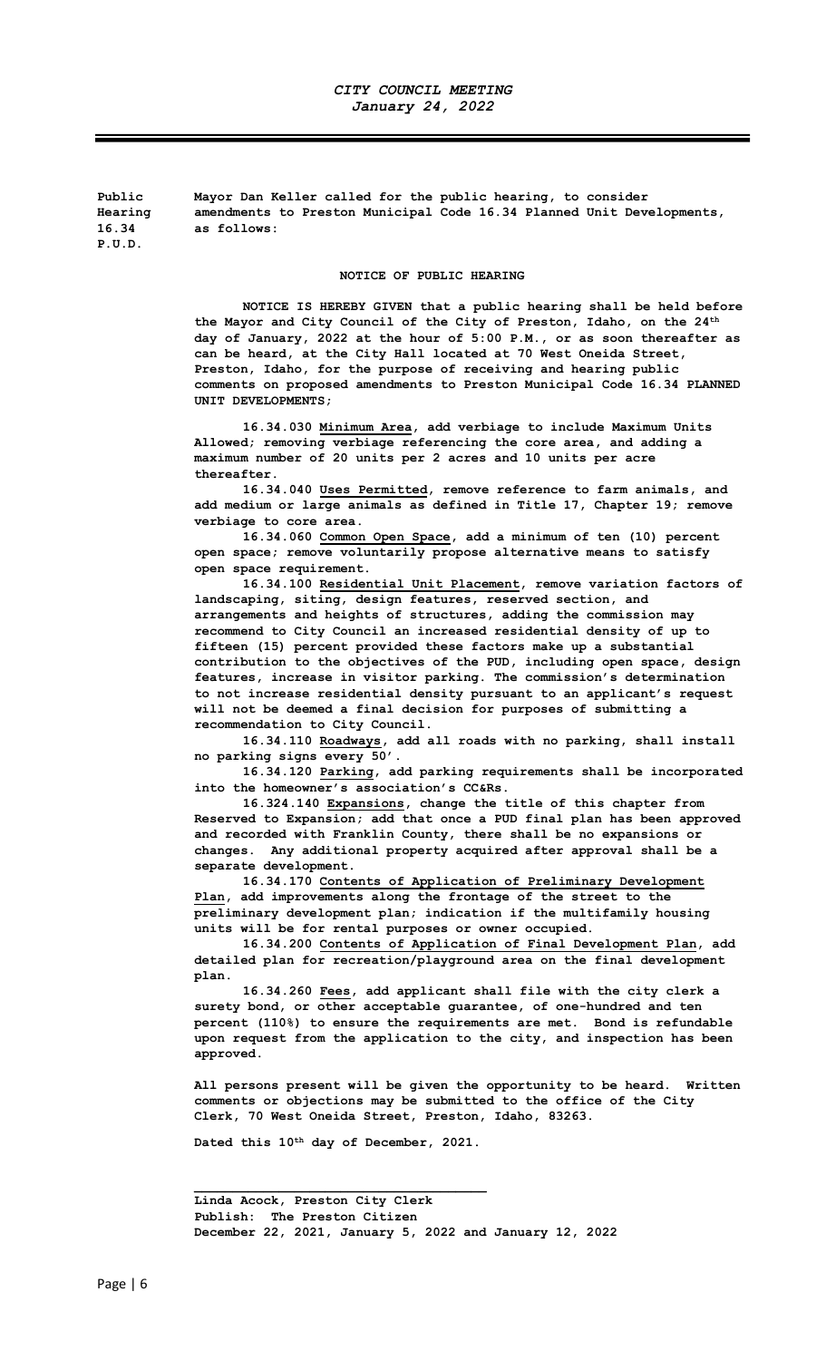*CITY COUNCIL MEETING*
*January 24, 2022*

**Public Hearing 16.34 P.U.D.**

**Mayor Dan Keller called for the public hearing, to consider amendments to Preston Municipal Code 16.34 Planned Unit Developments, as follows:**

**NOTICE OF PUBLIC HEARING**

**NOTICE IS HEREBY GIVEN that a public hearing shall be held before the Mayor and City Council of the City of Preston, Idaho, on the 24th day of January, 2022 at the hour of 5:00 P.M., or as soon thereafter as can be heard, at the City Hall located at 70 West Oneida Street, Preston, Idaho, for the purpose of receiving and hearing public comments on proposed amendments to Preston Municipal Code 16.34 PLANNED UNIT DEVELOPMENTS;**

**16.34.030 Minimum Area, add verbiage to include Maximum Units Allowed; removing verbiage referencing the core area, and adding a maximum number of 20 units per 2 acres and 10 units per acre thereafter.**

**16.34.040 Uses Permitted, remove reference to farm animals, and add medium or large animals as defined in Title 17, Chapter 19; remove verbiage to core area.**

**16.34.060 Common Open Space, add a minimum of ten (10) percent open space; remove voluntarily propose alternative means to satisfy open space requirement.**

**16.34.100 Residential Unit Placement, remove variation factors of landscaping, siting, design features, reserved section, and arrangements and heights of structures, adding the commission may recommend to City Council an increased residential density of up to fifteen (15) percent provided these factors make up a substantial contribution to the objectives of the PUD, including open space, design features, increase in visitor parking. The commission's determination to not increase residential density pursuant to an applicant's request will not be deemed a final decision for purposes of submitting a recommendation to City Council.**

**16.34.110 Roadways, add all roads with no parking, shall install no parking signs every 50'.**

**16.34.120 Parking, add parking requirements shall be incorporated into the homeowner's association's CC&Rs.**

**16.324.140 Expansions, change the title of this chapter from Reserved to Expansion; add that once a PUD final plan has been approved and recorded with Franklin County, there shall be no expansions or changes. Any additional property acquired after approval shall be a separate development.**

**16.34.170 Contents of Application of Preliminary Development Plan, add improvements along the frontage of the street to the preliminary development plan; indication if the multifamily housing units will be for rental purposes or owner occupied.**

**16.34.200 Contents of Application of Final Development Plan, add detailed plan for recreation/playground area on the final development plan.**

**16.34.260 Fees, add applicant shall file with the city clerk a surety bond, or other acceptable guarantee, of one-hundred and ten percent (110%) to ensure the requirements are met. Bond is refundable upon request from the application to the city, and inspection has been approved.**

**All persons present will be given the opportunity to be heard. Written comments or objections may be submitted to the office of the City Clerk, 70 West Oneida Street, Preston, Idaho, 83263.**

**Dated this 10th day of December, 2021.**

\_\_\_\_\_\_\_\_\_\_\_\_\_\_\_\_\_\_\_\_\_\_\_\_\_\_\_\_\_\_\_\_\_\_\_\_\_\_
**Linda Acock, Preston City Clerk**
**Publish: The Preston Citizen**
**December 22, 2021, January 5, 2022 and January 12, 2022**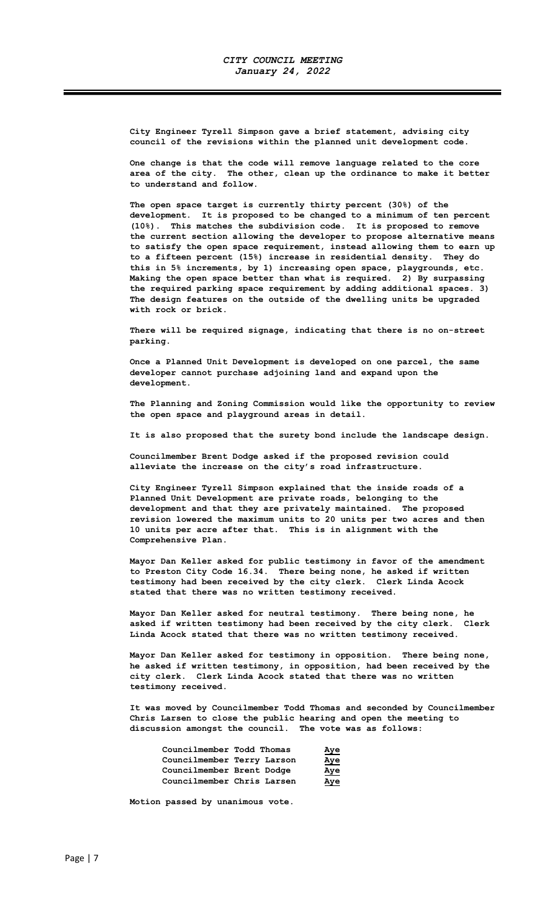City Engineer Tyrell Simpson gave a brief statement, advising city council of the revisions within the planned unit development code.

One change is that the code will remove language related to the core area of the city. The other, clean up the ordinance to make it better to understand and follow.

The open space target is currently thirty percent (30%) of the development. It is proposed to be changed to a minimum of ten percent (10%). This matches the subdivision code. It is proposed to remove the current section allowing the developer to propose alternative means to satisfy the open space requirement, instead allowing them to earn up to a fifteen percent (15%) increase in residential density. They do this in 5% increments, by 1) increasing open space, playgrounds, etc. Making the open space better than what is required. 2) By surpassing the required parking space requirement by adding additional spaces. 3) The design features on the outside of the dwelling units be upgraded with rock or brick.

There will be required signage, indicating that there is no on-street parking.

Once a Planned Unit Development is developed on one parcel, the same developer cannot purchase adjoining land and expand upon the development.

The Planning and Zoning Commission would like the opportunity to review the open space and playground areas in detail.

It is also proposed that the surety bond include the landscape design.

Councilmember Brent Dodge asked if the proposed revision could alleviate the increase on the city's road infrastructure.

City Engineer Tyrell Simpson explained that the inside roads of a Planned Unit Development are private roads, belonging to the development and that they are privately maintained. The proposed revision lowered the maximum units to 20 units per two acres and then 10 units per acre after that. This is in alignment with the Comprehensive Plan.

Mayor Dan Keller asked for public testimony in favor of the amendment to Preston City Code 16.34. There being none, he asked if written testimony had been received by the city clerk. Clerk Linda Acock stated that there was no written testimony received.

Mayor Dan Keller asked for neutral testimony. There being none, he asked if written testimony had been received by the city clerk. Clerk Linda Acock stated that there was no written testimony received.

Mayor Dan Keller asked for testimony in opposition. There being none, he asked if written testimony, in opposition, had been received by the city clerk. Clerk Linda Acock stated that there was no written testimony received.

It was moved by Councilmember Todd Thomas and seconded by Councilmember Chris Larsen to close the public hearing and open the meeting to discussion amongst the council. The vote was as follows:

| | |
|---|---|
| Councilmember Todd Thomas | Aye |
| Councilmember Terry Larson | Aye |
| Councilmember Brent Dodge | Aye |
| Councilmember Chris Larsen | Aye |

Motion passed by unanimous vote.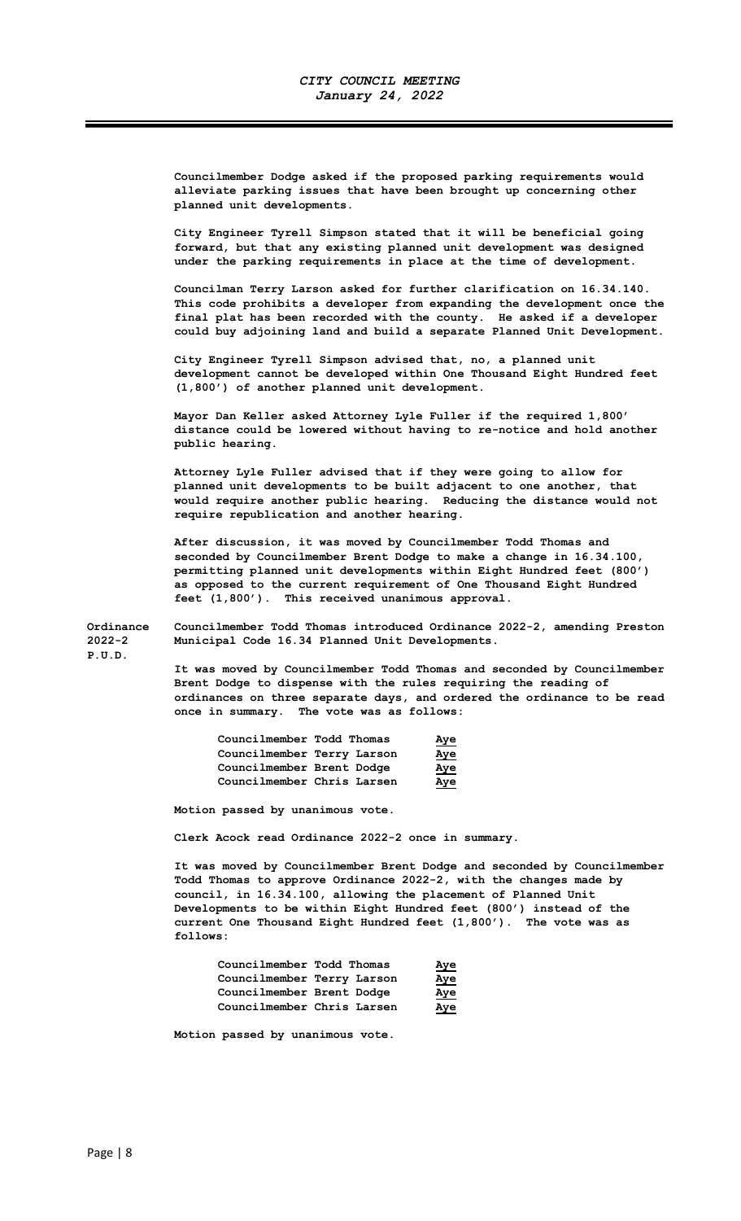**Councilmember Dodge asked if the proposed parking requirements would alleviate parking issues that have been brought up concerning other planned unit developments.**

**City Engineer Tyrell Simpson stated that it will be beneficial going forward, but that any existing planned unit development was designed under the parking requirements in place at the time of development.**

**Councilman Terry Larson asked for further clarification on 16.34.140. This code prohibits a developer from expanding the development once the final plat has been recorded with the county. He asked if a developer could buy adjoining land and build a separate Planned Unit Development.**

**City Engineer Tyrell Simpson advised that, no, a planned unit development cannot be developed within One Thousand Eight Hundred feet (1,800') of another planned unit development.**

**Mayor Dan Keller asked Attorney Lyle Fuller if the required 1,800' distance could be lowered without having to re-notice and hold another public hearing.**

**Attorney Lyle Fuller advised that if they were going to allow for planned unit developments to be built adjacent to one another, that would require another public hearing. Reducing the distance would not require republication and another hearing.**

**After discussion, it was moved by Councilmember Todd Thomas and seconded by Councilmember Brent Dodge to make a change in 16.34.100, permitting planned unit developments within Eight Hundred feet (800') as opposed to the current requirement of One Thousand Eight Hundred feet (1,800'). This received unanimous approval.**

**Ordinance 2022-2 P.U.D.**

**Councilmember Todd Thomas introduced Ordinance 2022-2, amending Preston Municipal Code 16.34 Planned Unit Developments.**

**It was moved by Councilmember Todd Thomas and seconded by Councilmember Brent Dodge to dispense with the rules requiring the reading of ordinances on three separate days, and ordered the ordinance to be read once in summary. The vote was as follows:**

| | |
|---|---|
| **Councilmember Todd Thomas** | **Aye** |
| **Councilmember Terry Larson** | **Aye** |
| **Councilmember Brent Dodge** | **Aye** |
| **Councilmember Chris Larsen** | **Aye** |

**Motion passed by unanimous vote.**

**Clerk Acock read Ordinance 2022-2 once in summary.**

**It was moved by Councilmember Brent Dodge and seconded by Councilmember Todd Thomas to approve Ordinance 2022-2, with the changes made by council, in 16.34.100, allowing the placement of Planned Unit Developments to be within Eight Hundred feet (800') instead of the current One Thousand Eight Hundred feet (1,800'). The vote was as follows:**

| | |
|---|---|
| **Councilmember Todd Thomas** | **Aye** |
| **Councilmember Terry Larson** | **Aye** |
| **Councilmember Brent Dodge** | **Aye** |
| **Councilmember Chris Larsen** | **Aye** |

**Motion passed by unanimous vote.**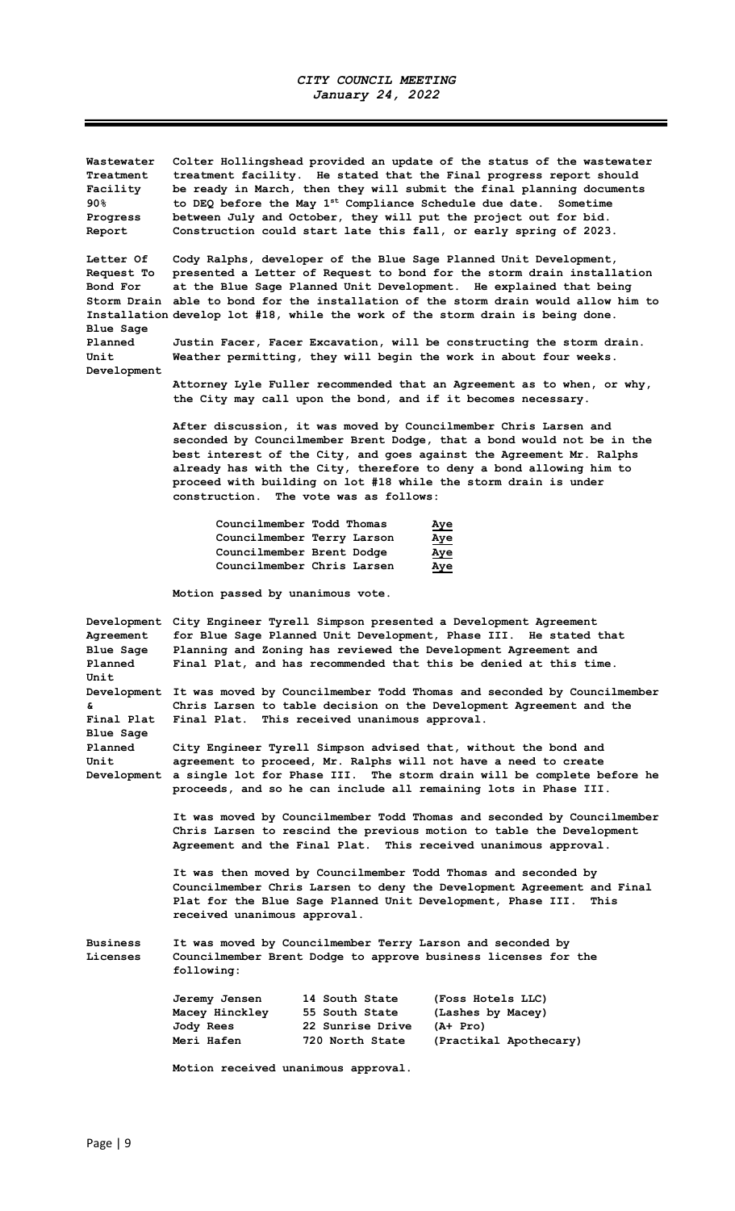**Wastewater Treatment Facility 90% Progress Report**

Colter Hollingshead provided an update of the status of the wastewater treatment facility. He stated that the Final progress report should be ready in March, then they will submit the final planning documents to DEQ before the May 1st Compliance Schedule due date. Sometime between July and October, they will put the project out for bid. Construction could start late this fall, or early spring of 2023.

**Letter Of Request To Bond For Storm Drain Installation Blue Sage Planned Unit Development**

Cody Ralphs, developer of the Blue Sage Planned Unit Development, presented a Letter of Request to bond for the storm drain installation at the Blue Sage Planned Unit Development. He explained that being able to bond for the installation of the storm drain would allow him to develop lot #18, while the work of the storm drain is being done.

Justin Facer, Facer Excavation, will be constructing the storm drain. Weather permitting, they will begin the work in about four weeks.

Attorney Lyle Fuller recommended that an Agreement as to when, or why, the City may call upon the bond, and if it becomes necessary.

After discussion, it was moved by Councilmember Chris Larsen and seconded by Councilmember Brent Dodge, that a bond would not be in the best interest of the City, and goes against the Agreement Mr. Ralphs already has with the City, therefore to deny a bond allowing him to proceed with building on lot #18 while the storm drain is under construction. The vote was as follows:

| | |
|---|---|
| Councilmember Todd Thomas | Aye |
| Councilmember Terry Larson | Aye |
| Councilmember Brent Dodge | Aye |
| Councilmember Chris Larsen | Aye |

Motion passed by unanimous vote.

**Development Agreement Blue Sage Planned Unit Development & Final Plat Blue Sage Planned Unit Development**

City Engineer Tyrell Simpson presented a Development Agreement for Blue Sage Planned Unit Development, Phase III. He stated that Planning and Zoning has reviewed the Development Agreement and Final Plat, and has recommended that this be denied at this time.

It was moved by Councilmember Todd Thomas and seconded by Councilmember Chris Larsen to table decision on the Development Agreement and the Final Plat. This received unanimous approval.

City Engineer Tyrell Simpson advised that, without the bond and agreement to proceed, Mr. Ralphs will not have a need to create a single lot for Phase III. The storm drain will be complete before he proceeds, and so he can include all remaining lots in Phase III.

It was moved by Councilmember Todd Thomas and seconded by Councilmember Chris Larsen to rescind the previous motion to table the Development Agreement and the Final Plat. This received unanimous approval.

It was then moved by Councilmember Todd Thomas and seconded by Councilmember Chris Larsen to deny the Development Agreement and Final Plat for the Blue Sage Planned Unit Development, Phase III. This received unanimous approval.

**Business Licenses**

It was moved by Councilmember Terry Larson and seconded by Councilmember Brent Dodge to approve business licenses for the following:

| | | |
|---|---|---|
| Jeremy Jensen | 14 South State | (Foss Hotels LLC) |
| Macey Hinckley | 55 South State | (Lashes by Macey) |
| Jody Rees | 22 Sunrise Drive | (A+ Pro) |
| Meri Hafen | 720 North State | (Practikal Apothecary) |

Motion received unanimous approval.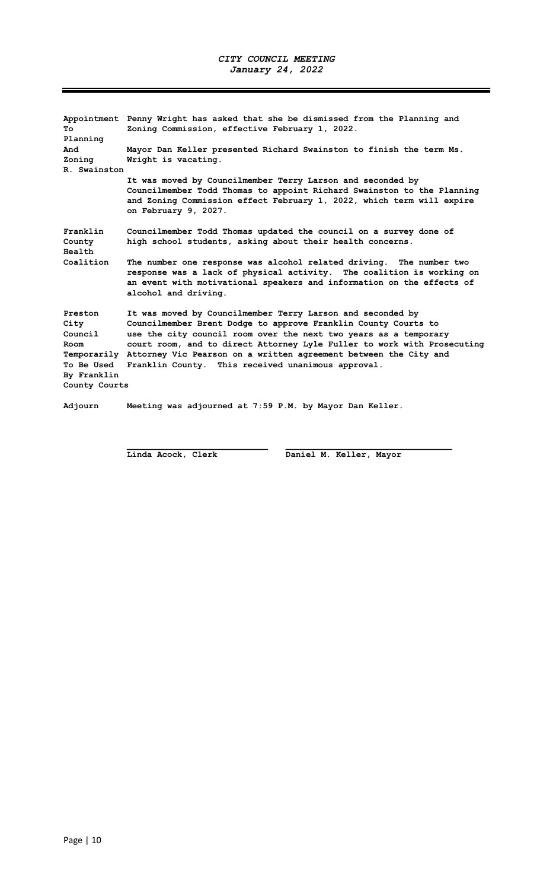*CITY COUNCIL MEETING*
*January 24, 2022*

---

**Appointment To Planning And Zoning R. Swainston**

**Penny Wright has asked that she be dismissed from the Planning and Zoning Commission, effective February 1, 2022.**

**Mayor Dan Keller presented Richard Swainston to finish the term Ms. Wright is vacating.**

**It was moved by Councilmember Terry Larson and seconded by Councilmember Todd Thomas to appoint Richard Swainston to the Planning and Zoning Commission effect February 1, 2022, which term will expire on February 9, 2027.**

**Franklin County Health Coalition**

**Councilmember Todd Thomas updated the council on a survey done of high school students, asking about their health concerns.**

**The number one response was alcohol related driving. The number two response was a lack of physical activity. The coalition is working on an event with motivational speakers and information on the effects of alcohol and driving.**

**Preston City Council Room Temporarily To Be Used By Franklin County Courts**

**It was moved by Councilmember Terry Larson and seconded by Councilmember Brent Dodge to approve Franklin County Courts to use the city council room over the next two years as a temporary court room, and to direct Attorney Lyle Fuller to work with Prosecuting Attorney Vic Pearson on a written agreement between the City and Franklin County. This received unanimous approval.**

**Adjourn**

**Meeting was adjourned at 7:59 P.M. by Mayor Dan Keller.**

**\_\_\_\_\_\_\_\_\_\_\_\_\_\_\_\_\_\_\_\_\_\_\_\_\_\_**
**Linda Acock, Clerk**

**\_\_\_\_\_\_\_\_\_\_\_\_\_\_\_\_\_\_\_\_\_\_\_\_\_\_\_\_\_\_**
**Daniel M. Keller, Mayor**